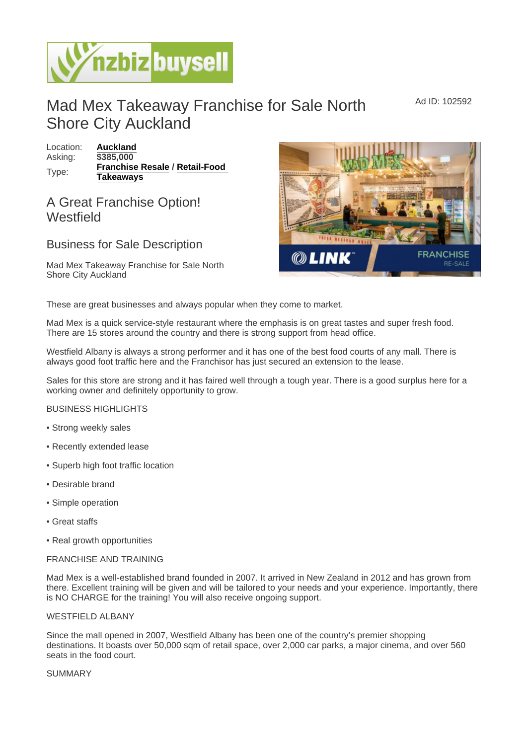# Mad Mex Takeaway Franchise for Sale North Shore City Auckland

Ad ID: 102592

Location: **Auckland**
Asking: **$385,000**
Type: **Franchise Resale** / **Retail-Food Takeaways**

## A Great Franchise Option! Westfield

## Business for Sale Description

Mad Mex Takeaway Franchise for Sale North Shore City Auckland

These are great businesses and always popular when they come to market.

Mad Mex is a quick service-style restaurant where the emphasis is on great tastes and super fresh food. There are 15 stores around the country and there is strong support from head office.

Westfield Albany is always a strong performer and it has one of the best food courts of any mall. There is always good foot traffic here and the Franchisor has just secured an extension to the lease.

Sales for this store are strong and it has faired well through a tough year. There is a good surplus here for a working owner and definitely opportunity to grow.

BUSINESS HIGHLIGHTS

- Strong weekly sales
- Recently extended lease
- Superb high foot traffic location
- Desirable brand
- Simple operation
- Great staffs
- Real growth opportunities

FRANCHISE AND TRAINING

Mad Mex is a well-established brand founded in 2007. It arrived in New Zealand in 2012 and has grown from there. Excellent training will be given and will be tailored to your needs and your experience. Importantly, there is NO CHARGE for the training! You will also receive ongoing support.

WESTFIELD ALBANY

Since the mall opened in 2007, Westfield Albany has been one of the country's premier shopping destinations. It boasts over 50,000 sqm of retail space, over 2,000 car parks, a major cinema, and over 560 seats in the food court.

SUMMARY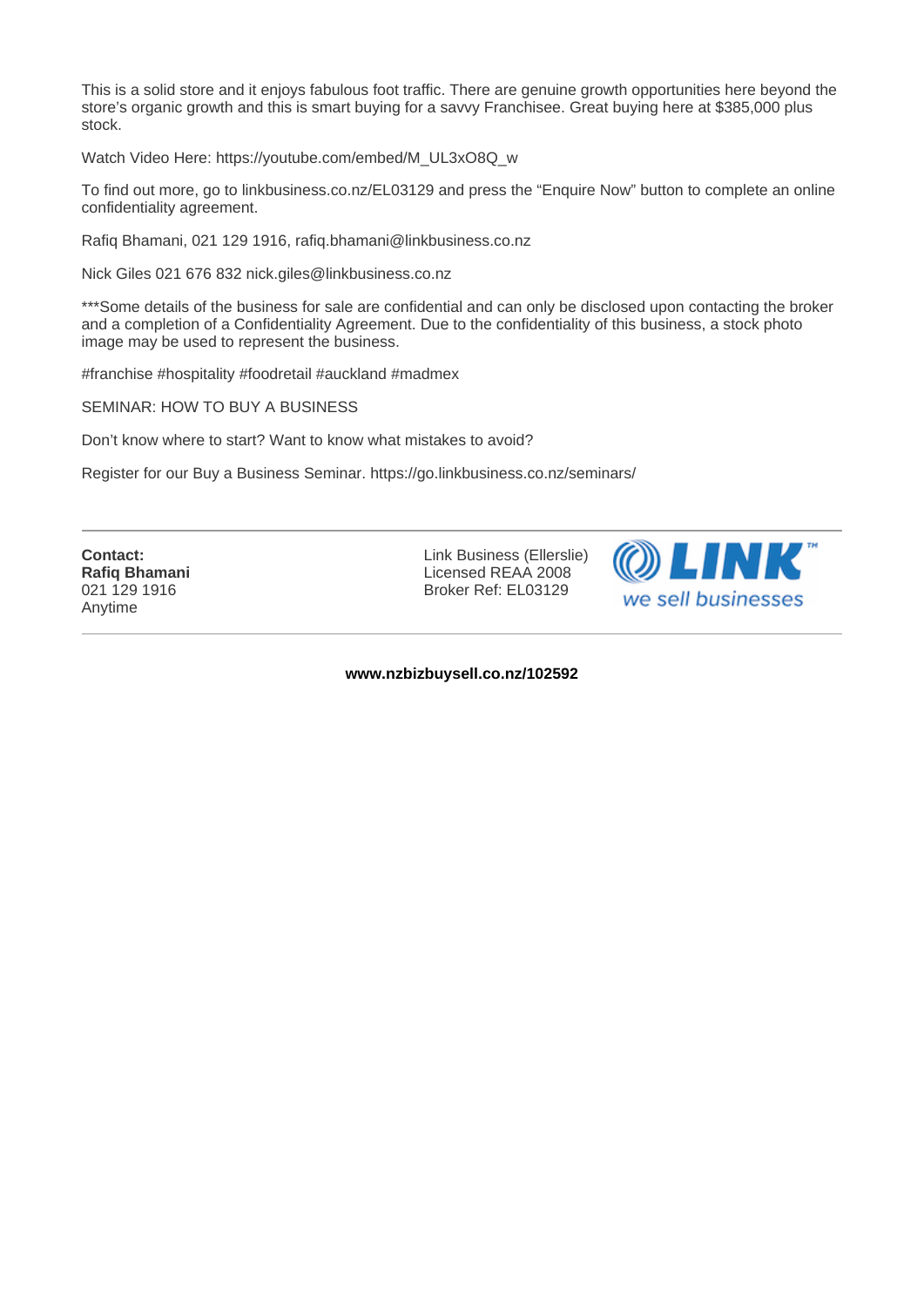This is a solid store and it enjoys fabulous foot traffic. There are genuine growth opportunities here beyond the store's organic growth and this is smart buying for a savvy Franchisee. Great buying here at $385,000 plus stock.

Watch Video Here: https://youtube.com/embed/M_UL3xO8Q_w

To find out more, go to linkbusiness.co.nz/EL03129 and press the "Enquire Now" button to complete an online confidentiality agreement.

Rafiq Bhamani, 021 129 1916, rafiq.bhamani@linkbusiness.co.nz

Nick Giles 021 676 832 nick.giles@linkbusiness.co.nz

***Some details of the business for sale are confidential and can only be disclosed upon contacting the broker and a completion of a Confidentiality Agreement. Due to the confidentiality of this business, a stock photo image may be used to represent the business.

#franchise #hospitality #foodretail #auckland #madmex

SEMINAR: HOW TO BUY A BUSINESS

Don't know where to start? Want to know what mistakes to avoid?

Register for our Buy a Business Seminar. https://go.linkbusiness.co.nz/seminars/

---

**Contact:**
**Rafiq Bhamani**
021 129 1916
Anytime

Link Business (Ellerslie)
Licensed REAA 2008
Broker Ref: EL03129

LINK™
we sell businesses

---

**www.nzbizbuysell.co.nz/102592**